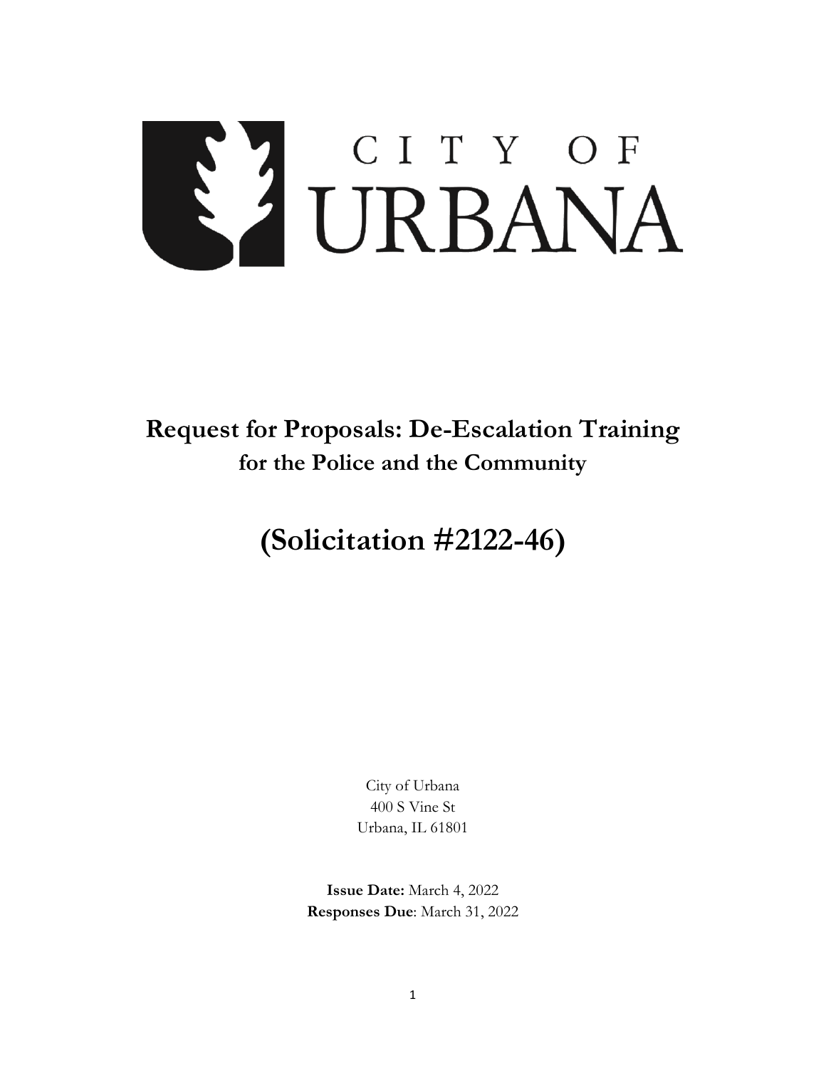CITY OF URBANA

# Request for Proposals: De-Escalation Training
## for the Police and the Community

# (Solicitation #2122-46)

City of Urbana
400 S Vine St
Urbana, IL 61801

**Issue Date:** March 4, 2022
**Responses Due**: March 31, 2022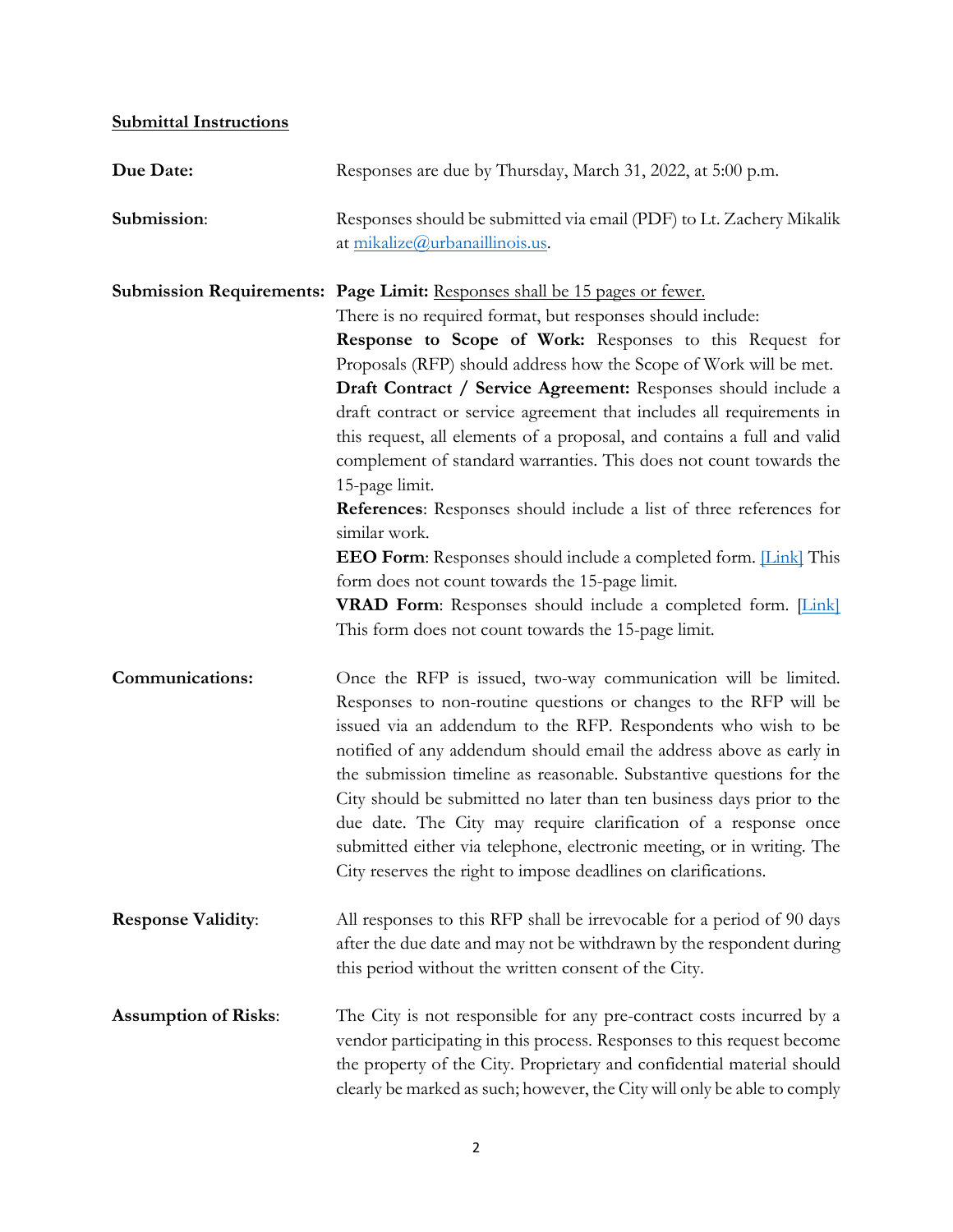## Submittal Instructions

**Due Date:** Responses are due by Thursday, March 31, 2022, at 5:00 p.m.

**Submission:** Responses should be submitted via email (PDF) to Lt. Zachery Mikalik at mikalize@urbanaillinois.us.

**Submission Requirements:** **Page Limit:** Responses shall be 15 pages or fewer.

There is no required format, but responses should include:

**Response to Scope of Work:** Responses to this Request for Proposals (RFP) should address how the Scope of Work will be met.

**Draft Contract / Service Agreement:** Responses should include a draft contract or service agreement that includes all requirements in this request, all elements of a proposal, and contains a full and valid complement of standard warranties. This does not count towards the 15-page limit.

**References**: Responses should include a list of three references for similar work.

**EEO Form**: Responses should include a completed form. [Link] This form does not count towards the 15-page limit.

**VRAD Form**: Responses should include a completed form. [Link] This form does not count towards the 15-page limit.

**Communications:** Once the RFP is issued, two-way communication will be limited. Responses to non-routine questions or changes to the RFP will be issued via an addendum to the RFP. Respondents who wish to be notified of any addendum should email the address above as early in the submission timeline as reasonable. Substantive questions for the City should be submitted no later than ten business days prior to the due date. The City may require clarification of a response once submitted either via telephone, electronic meeting, or in writing. The City reserves the right to impose deadlines on clarifications.

**Response Validity**: All responses to this RFP shall be irrevocable for a period of 90 days after the due date and may not be withdrawn by the respondent during this period without the written consent of the City.

**Assumption of Risks**: The City is not responsible for any pre-contract costs incurred by a vendor participating in this process. Responses to this request become the property of the City. Proprietary and confidential material should clearly be marked as such; however, the City will only be able to comply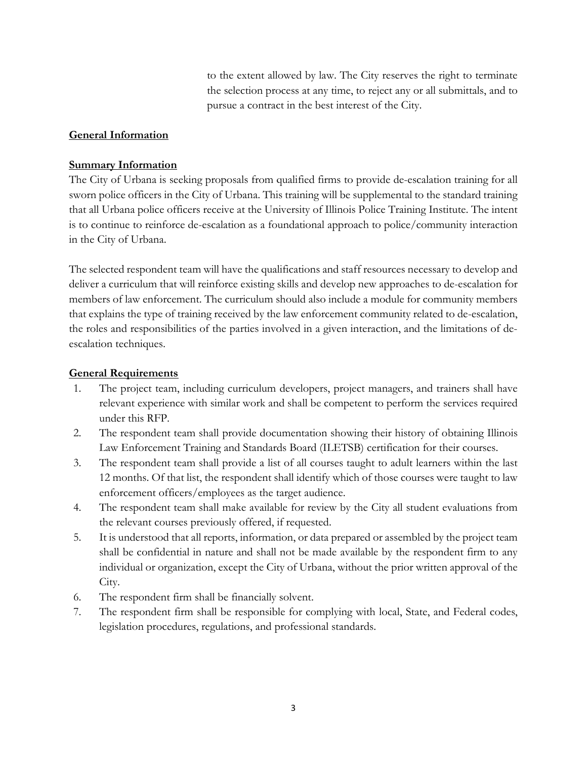to the extent allowed by law. The City reserves the right to terminate the selection process at any time, to reject any or all submittals, and to pursue a contract in the best interest of the City.

## General Information

### Summary Information

The City of Urbana is seeking proposals from qualified firms to provide de-escalation training for all sworn police officers in the City of Urbana. This training will be supplemental to the standard training that all Urbana police officers receive at the University of Illinois Police Training Institute. The intent is to continue to reinforce de-escalation as a foundational approach to police/community interaction in the City of Urbana.

The selected respondent team will have the qualifications and staff resources necessary to develop and deliver a curriculum that will reinforce existing skills and develop new approaches to de-escalation for members of law enforcement. The curriculum should also include a module for community members that explains the type of training received by the law enforcement community related to de-escalation, the roles and responsibilities of the parties involved in a given interaction, and the limitations of de-escalation techniques.

### General Requirements

1. The project team, including curriculum developers, project managers, and trainers shall have relevant experience with similar work and shall be competent to perform the services required under this RFP.
2. The respondent team shall provide documentation showing their history of obtaining Illinois Law Enforcement Training and Standards Board (ILETSB) certification for their courses.
3. The respondent team shall provide a list of all courses taught to adult learners within the last 12 months. Of that list, the respondent shall identify which of those courses were taught to law enforcement officers/employees as the target audience.
4. The respondent team shall make available for review by the City all student evaluations from the relevant courses previously offered, if requested.
5. It is understood that all reports, information, or data prepared or assembled by the project team shall be confidential in nature and shall not be made available by the respondent firm to any individual or organization, except the City of Urbana, without the prior written approval of the City.
6. The respondent firm shall be financially solvent.
7. The respondent firm shall be responsible for complying with local, State, and Federal codes, legislation procedures, regulations, and professional standards.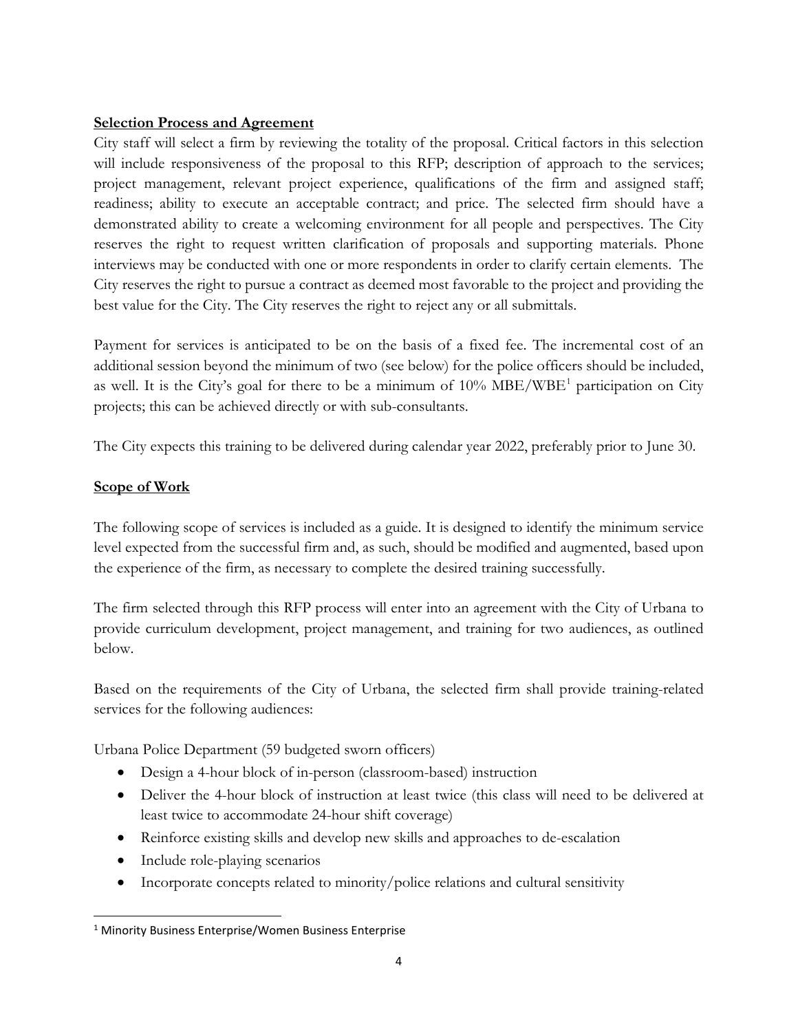**Selection Process and Agreement**

City staff will select a firm by reviewing the totality of the proposal. Critical factors in this selection will include responsiveness of the proposal to this RFP; description of approach to the services; project management, relevant project experience, qualifications of the firm and assigned staff; readiness; ability to execute an acceptable contract; and price. The selected firm should have a demonstrated ability to create a welcoming environment for all people and perspectives. The City reserves the right to request written clarification of proposals and supporting materials. Phone interviews may be conducted with one or more respondents in order to clarify certain elements. The City reserves the right to pursue a contract as deemed most favorable to the project and providing the best value for the City. The City reserves the right to reject any or all submittals.

Payment for services is anticipated to be on the basis of a fixed fee. The incremental cost of an additional session beyond the minimum of two (see below) for the police officers should be included, as well. It is the City's goal for there to be a minimum of 10% MBE/WBE[1] participation on City projects; this can be achieved directly or with sub-consultants.

The City expects this training to be delivered during calendar year 2022, preferably prior to June 30.

**Scope of Work**

The following scope of services is included as a guide. It is designed to identify the minimum service level expected from the successful firm and, as such, should be modified and augmented, based upon the experience of the firm, as necessary to complete the desired training successfully.

The firm selected through this RFP process will enter into an agreement with the City of Urbana to provide curriculum development, project management, and training for two audiences, as outlined below.

Based on the requirements of the City of Urbana, the selected firm shall provide training-related services for the following audiences:

Urbana Police Department (59 budgeted sworn officers)

- Design a 4-hour block of in-person (classroom-based) instruction
- Deliver the 4-hour block of instruction at least twice (this class will need to be delivered at least twice to accommodate 24-hour shift coverage)
- Reinforce existing skills and develop new skills and approaches to de-escalation
- Include role-playing scenarios
- Incorporate concepts related to minority/police relations and cultural sensitivity

[1] Minority Business Enterprise/Women Business Enterprise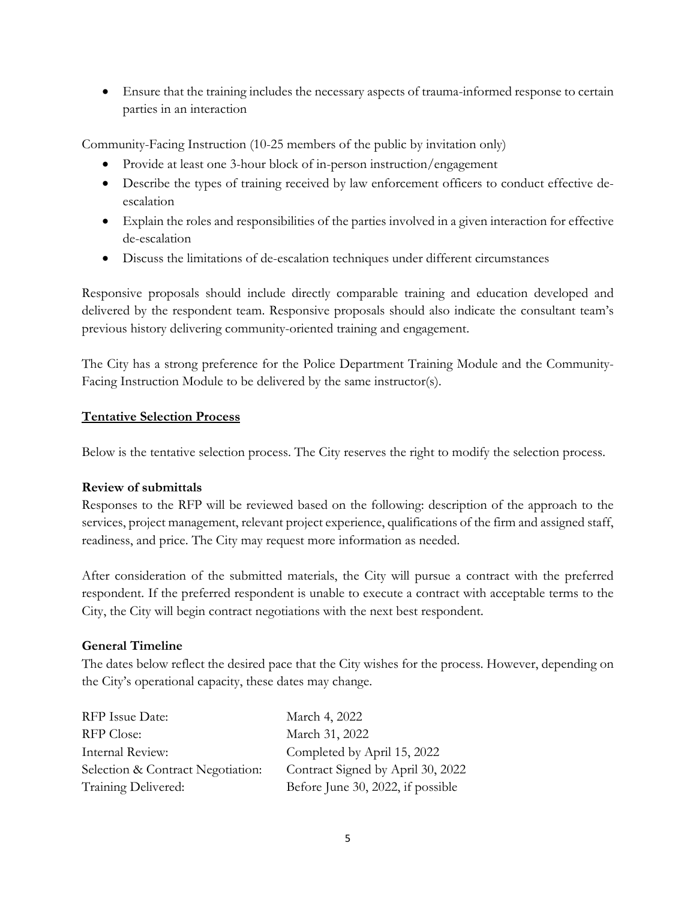- Ensure that the training includes the necessary aspects of trauma-informed response to certain parties in an interaction

Community-Facing Instruction (10-25 members of the public by invitation only)

- Provide at least one 3-hour block of in-person instruction/engagement
- Describe the types of training received by law enforcement officers to conduct effective de-escalation
- Explain the roles and responsibilities of the parties involved in a given interaction for effective de-escalation
- Discuss the limitations of de-escalation techniques under different circumstances

Responsive proposals should include directly comparable training and education developed and delivered by the respondent team. Responsive proposals should also indicate the consultant team's previous history delivering community-oriented training and engagement.

The City has a strong preference for the Police Department Training Module and the Community-Facing Instruction Module to be delivered by the same instructor(s).

## Tentative Selection Process

Below is the tentative selection process. The City reserves the right to modify the selection process.

### Review of submittals

Responses to the RFP will be reviewed based on the following: description of the approach to the services, project management, relevant project experience, qualifications of the firm and assigned staff, readiness, and price. The City may request more information as needed.

After consideration of the submitted materials, the City will pursue a contract with the preferred respondent. If the preferred respondent is unable to execute a contract with acceptable terms to the City, the City will begin contract negotiations with the next best respondent.

### General Timeline

The dates below reflect the desired pace that the City wishes for the process. However, depending on the City's operational capacity, these dates may change.

| | |
|---|---|
| RFP Issue Date: | March 4, 2022 |
| RFP Close: | March 31, 2022 |
| Internal Review: | Completed by April 15, 2022 |
| Selection & Contract Negotiation: | Contract Signed by April 30, 2022 |
| Training Delivered: | Before June 30, 2022, if possible |